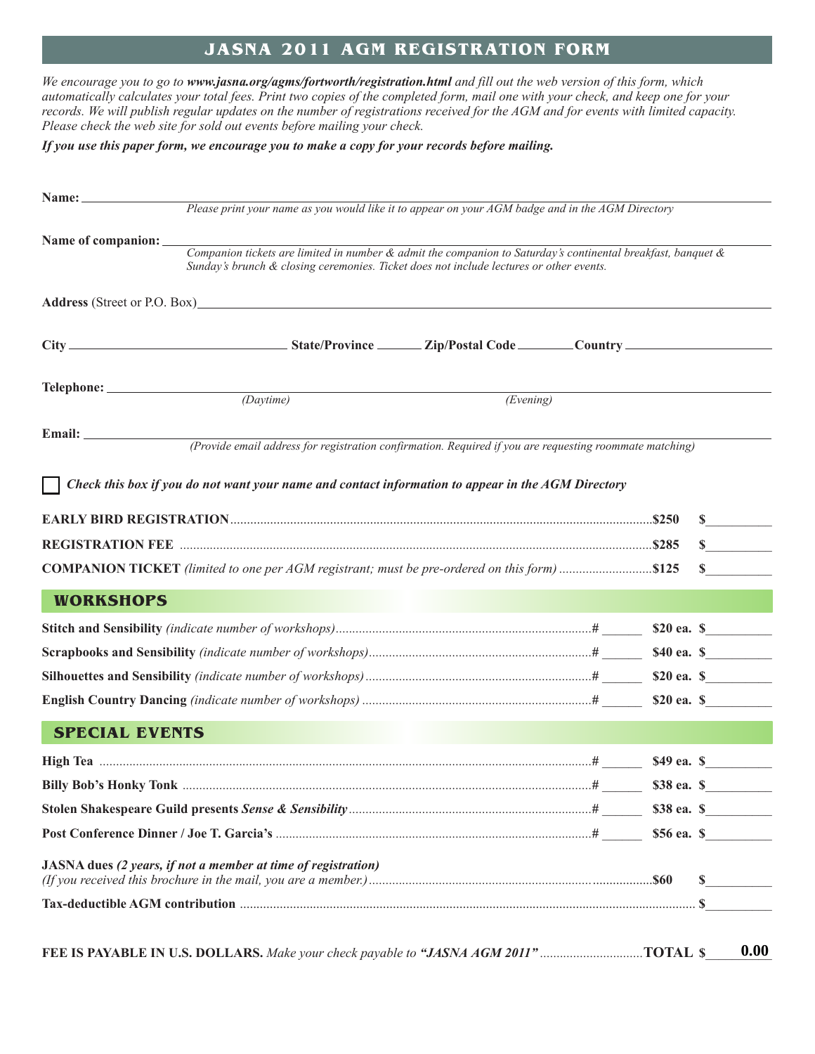# JASNA 2011 AGM REGISTRATION FORM

*We encourage you to go to **www.jasna.org/agms/fortworth/registration.html** and fill out the web version of this form, which automatically calculates your total fees. Print two copies of the completed form, mail one with your check, and keep one for your records. We will publish regular updates on the number of registrations received for the AGM and for events with limited capacity. Please check the web site for sold out events before mailing your check.*

***If you use this paper form, we encourage you to make a copy for your records before mailing.***

**Name:** ______________________________

*Please print your name as you would like it to appear on your AGM badge and in the AGM Directory*

**Name of companion:** ______________________________

*Companion tickets are limited in number & admit the companion to Saturday's continental breakfast, banquet & Sunday's brunch & closing ceremonies. Ticket does not include lectures or other events.*

**Address** (Street or P.O. Box) ______________________________

**City** ____________ **State/Province** ______ **Zip/Postal Code** ______ **Country** ____________

**Telephone:** ______________ *(Daytime)* ______________ *(Evening)*

**Email:** ______________________________

*(Provide email address for registration confirmation. Required if you are requesting roommate matching)*

☐ ***Check this box if you do not want your name and contact information to appear in the AGM Directory***

| | | | |
|---|---|---|---|
| **EARLY BIRD REGISTRATION** | | **$250** | **$**______ |
| **REGISTRATION FEE** | | **$285** | **$**______ |
| **COMPANION TICKET** *(limited to one per AGM registrant; must be pre-ordered on this form)* | | **$125** | **$**______ |

## WORKSHOPS

| | | | |
|---|---|---|---|
| **Stitch and Sensibility** *(indicate number of workshops)* | # ______ | **$20 ea.** | **$**______ |
| **Scrapbooks and Sensibility** *(indicate number of workshops)* | # ______ | **$40 ea.** | **$**______ |
| **Silhouettes and Sensibility** *(indicate number of workshops)* | # ______ | **$20 ea.** | **$**______ |
| **English Country Dancing** *(indicate number of workshops)* | # ______ | **$20 ea.** | **$**______ |

## SPECIAL EVENTS

| | | | |
|---|---|---|---|
| **High Tea** | # ______ | **$49 ea.** | **$**______ |
| **Billy Bob's Honky Tonk** | # ______ | **$38 ea.** | **$**______ |
| **Stolen Shakespeare Guild presents *Sense & Sensibility*** | # ______ | **$38 ea.** | **$**______ |
| **Post Conference Dinner / Joe T. Garcia's** | # ______ | **$56 ea.** | **$**______ |
| **JASNA dues *(2 years, if not a member at time of registration)*** *(If you received this brochure in the mail, you are a member.)* | | **$60** | **$**______ |
| **Tax-deductible AGM contribution** | | | **$**______ |

**FEE IS PAYABLE IN U.S. DOLLARS.** *Make your check payable to **"JASNA AGM 2011"*** .............................. **TOTAL $ 0.00**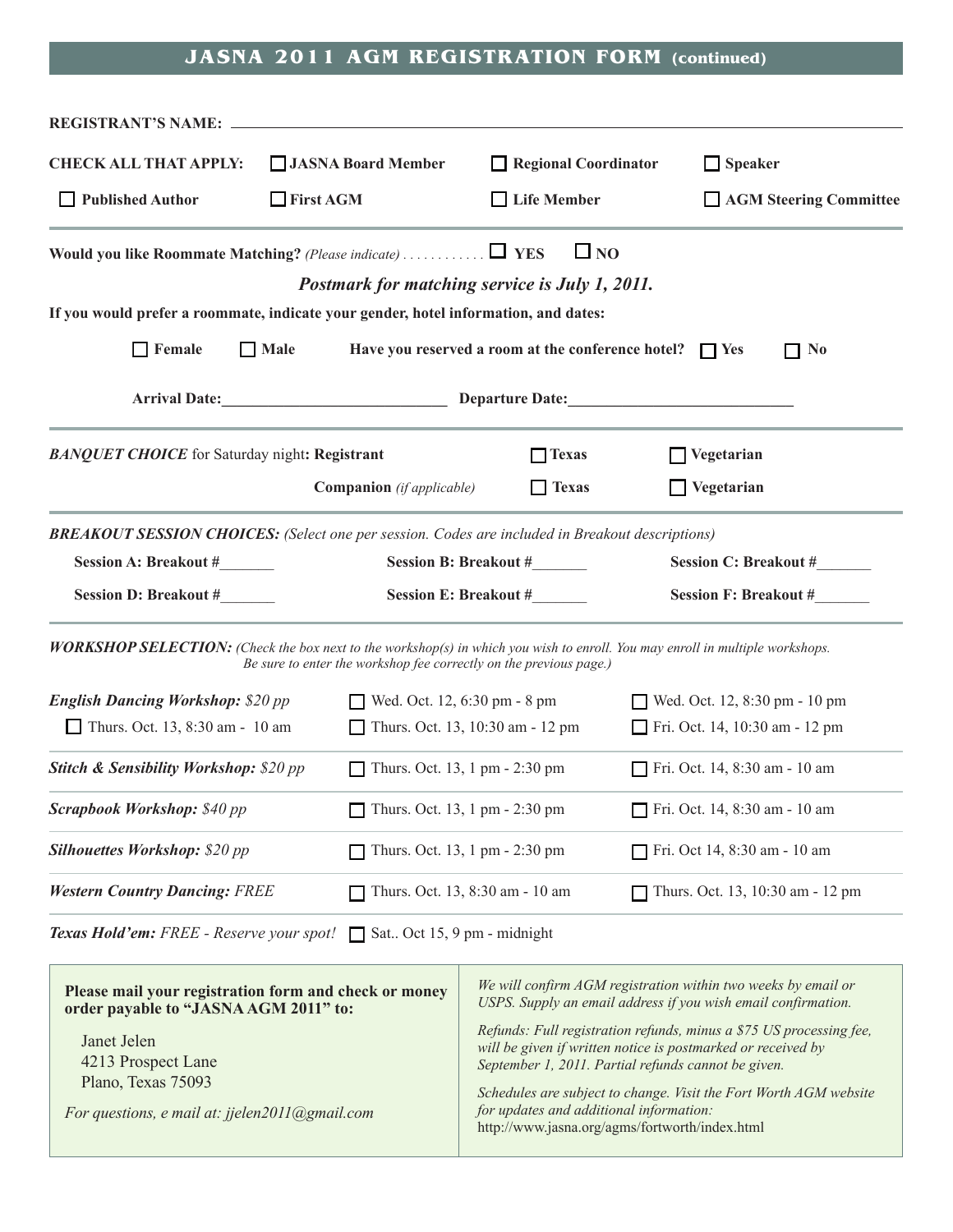## JASNA 2011 AGM REGISTRATION FORM (continued)

**REGISTRANT'S NAME:** ______________________________

**CHECK ALL THAT APPLY:** ☐ **JASNA Board Member** ☐ **Regional Coordinator** ☐ **Speaker**

☐ **Published Author** ☐ **First AGM** ☐ **Life Member** ☐ **AGM Steering Committee**

**Would you like Roommate Matching?** *(Please indicate)* . . . . . . . . . . . . ☐ **YES** ☐ **NO**

***Postmark for matching service is July 1, 2011.***

**If you would prefer a roommate, indicate your gender, hotel information, and dates:**

☐ **Female** ☐ **Male** **Have you reserved a room at the conference hotel?** ☐ **Yes** ☐ **No**

**Arrival Date:**____________________________ **Departure Date:**____________________________

***BANQUET CHOICE*** for Saturday night**: Registrant** ☐ **Texas** ☐ **Vegetarian**

**Companion** *(if applicable)* ☐ **Texas** ☐ **Vegetarian**

***BREAKOUT SESSION CHOICES:*** *(Select one per session. Codes are included in Breakout descriptions)*

**Session A: Breakout #**_______ **Session B: Breakout #**_______ **Session C: Breakout #**_______

**Session D: Breakout #**_______ **Session E: Breakout #**_______ **Session F: Breakout #**_______

***WORKSHOP SELECTION:*** *(Check the box next to the workshop(s) in which you wish to enroll. You may enroll in multiple workshops. Be sure to enter the workshop fee correctly on the previous page.)*

***English Dancing Workshop:*** *$20 pp* ☐ Wed. Oct. 12, 6:30 pm - 8 pm ☐ Wed. Oct. 12, 8:30 pm - 10 pm

☐ Thurs. Oct. 13, 8:30 am - 10 am ☐ Thurs. Oct. 13, 10:30 am - 12 pm ☐ Fri. Oct. 14, 10:30 am - 12 pm

***Stitch & Sensibility Workshop:*** *$20 pp* ☐ Thurs. Oct. 13, 1 pm - 2:30 pm ☐ Fri. Oct. 14, 8:30 am - 10 am

***Scrapbook Workshop:*** *$40 pp* ☐ Thurs. Oct. 13, 1 pm - 2:30 pm ☐ Fri. Oct. 14, 8:30 am - 10 am

***Silhouettes Workshop:*** *$20 pp* ☐ Thurs. Oct. 13, 1 pm - 2:30 pm ☐ Fri. Oct 14, 8:30 am - 10 am

***Western Country Dancing:*** *FREE* ☐ Thurs. Oct. 13, 8:30 am - 10 am ☐ Thurs. Oct. 13, 10:30 am - 12 pm

***Texas Hold'em:*** *FREE - Reserve your spot!* ☐ Sat.. Oct 15, 9 pm - midnight

**Please mail your registration form and check or money order payable to "JASNA AGM 2011" to:**

Janet Jelen
4213 Prospect Lane
Plano, Texas 75093

*For questions, e mail at: jjelen2011@gmail.com*

*We will confirm AGM registration within two weeks by email or USPS. Supply an email address if you wish email confirmation.*

*Refunds: Full registration refunds, minus a $75 US processing fee, will be given if written notice is postmarked or received by September 1, 2011. Partial refunds cannot be given.*

*Schedules are subject to change. Visit the Fort Worth AGM website for updates and additional information:*
http://www.jasna.org/agms/fortworth/index.html